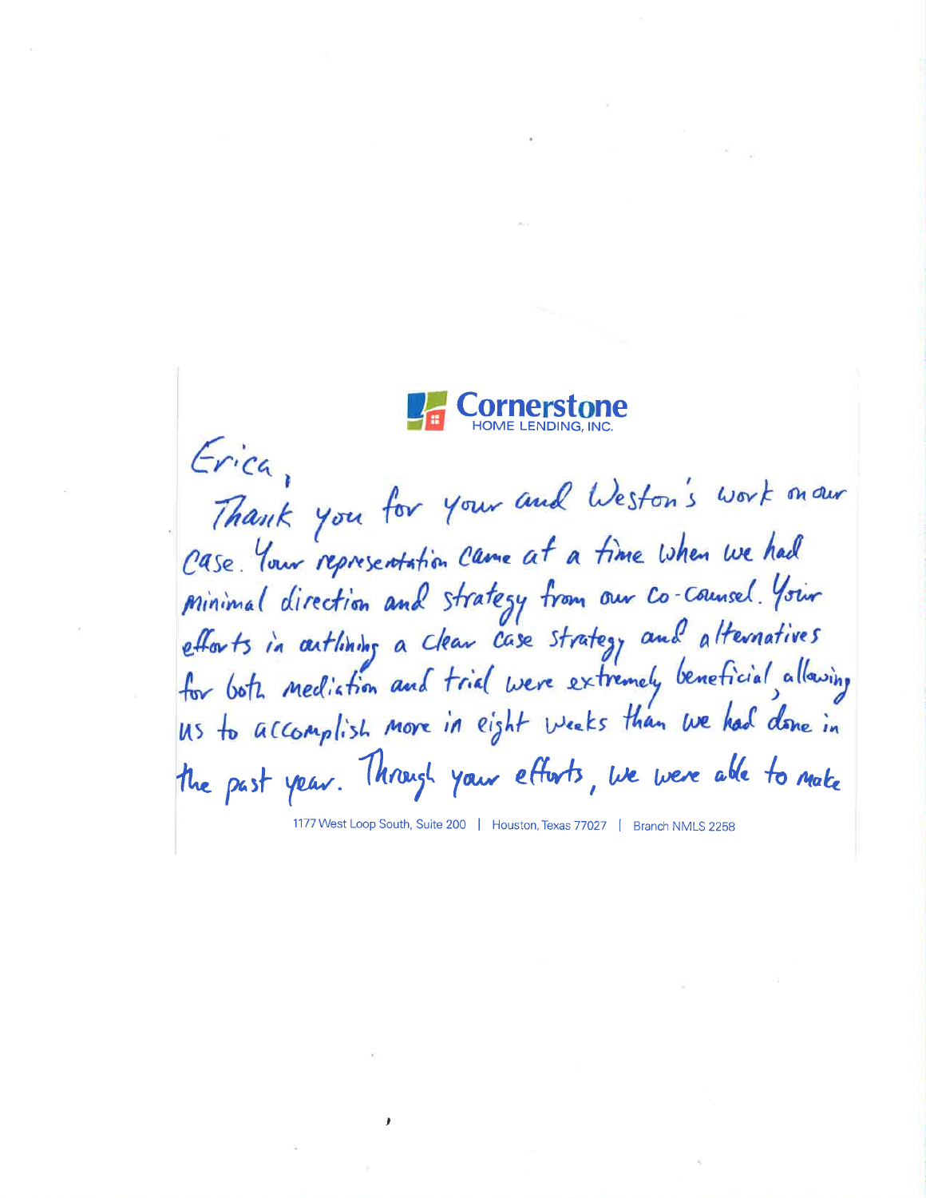**Cornerstone**
HOME LENDING, INC.

Erica,

Thank you for your and Weston's work on our case. Your representation came at a time when we had minimal direction and strategy from our co-counsel. Your efforts in outlining a clear case strategy and alternatives for both mediation and trial were extremely beneficial, allowing us to accomplish more in eight weeks than we had done in the past year. Through your efforts, we were able to make

1177 West Loop South, Suite 200 | Houston, Texas 77027 | Branch NMLS 2258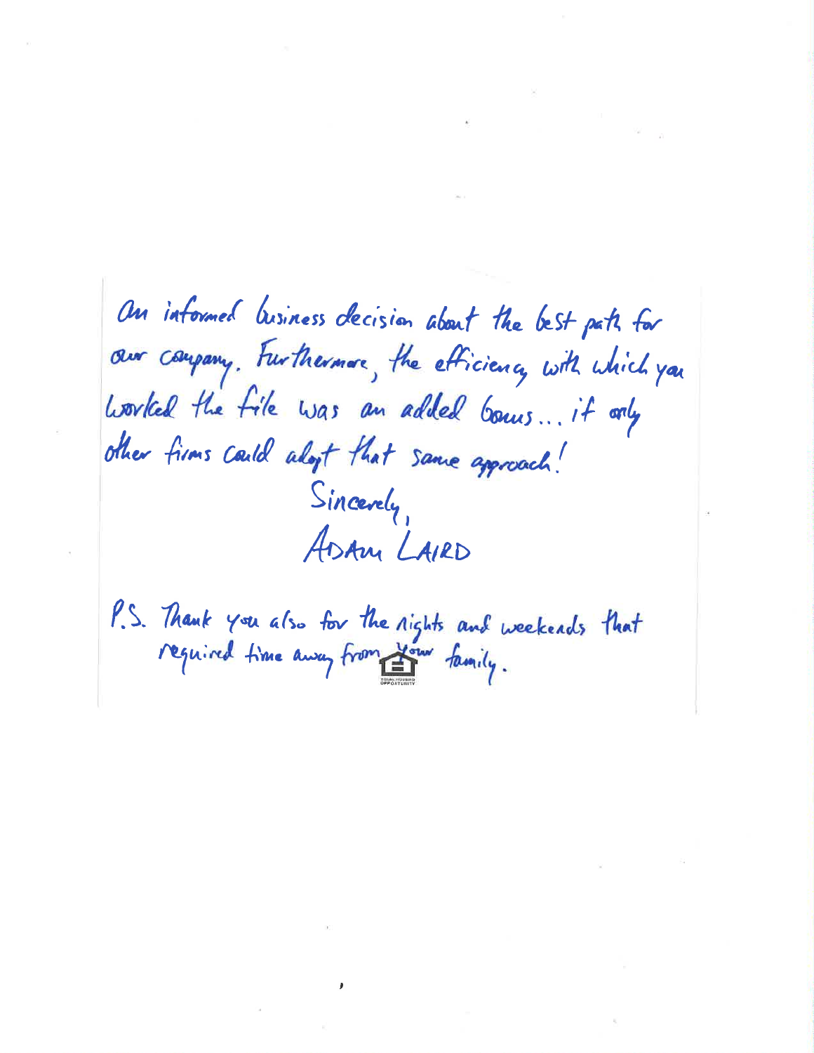an informed business decision about the best path for our company. Furthermore, the efficiency with which you worked the file was an added bonus... if only other firms could adopt that same approach!

Sincerely,

ADAM LAIRD

P.S. Thank you also for the nights and weekends that required time away from your family.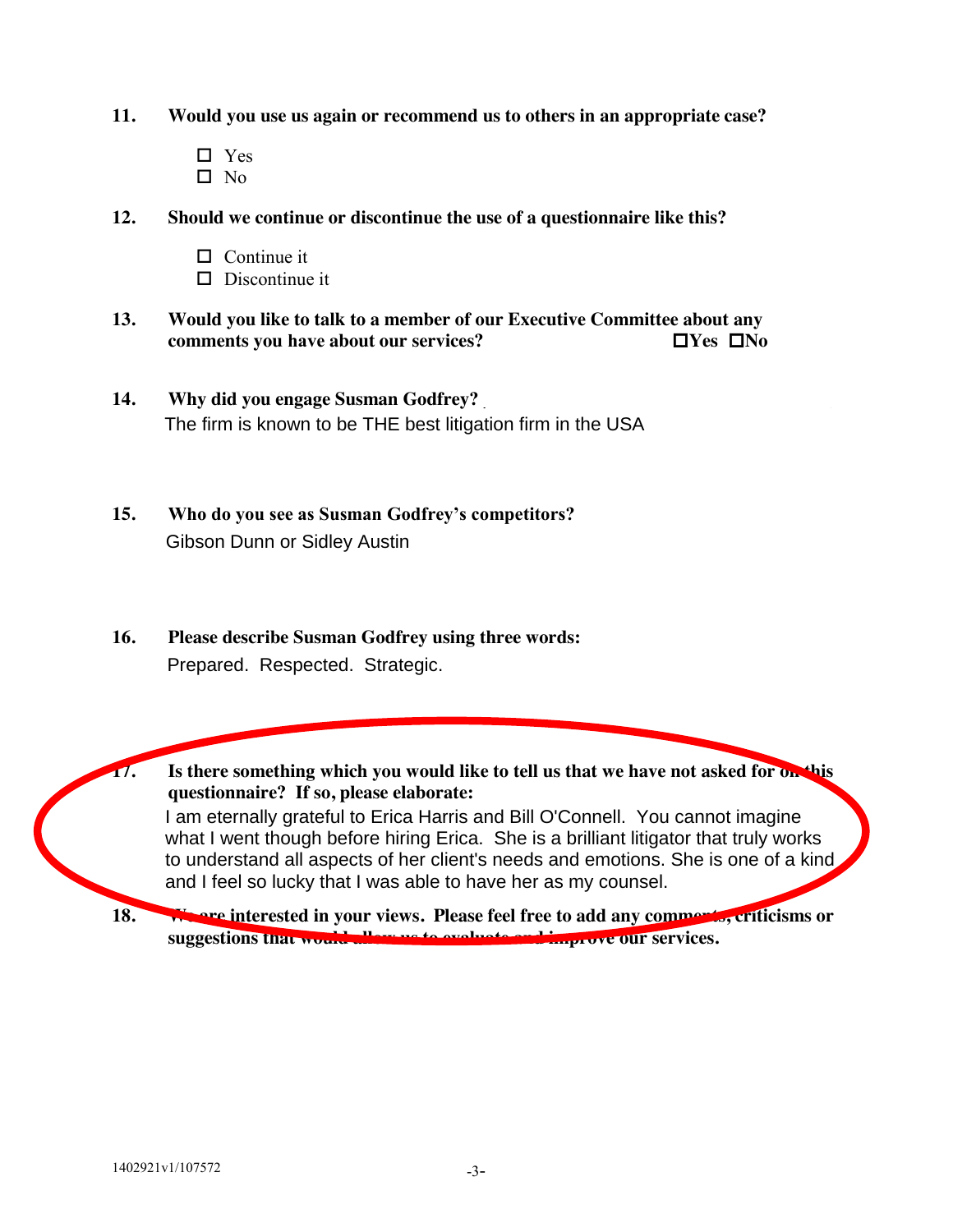**11. Would you use us again or recommend us to others in an appropriate case?**

☐ Yes
☐ No

**12. Should we continue or discontinue the use of a questionnaire like this?**

☐ Continue it
☐ Discontinue it

**13. Would you like to talk to a member of our Executive Committee about any comments you have about our services?** ☐**Yes** ☐**No**

**14. Why did you engage Susman Godfrey?**

The firm is known to be THE best litigation firm in the USA

**15. Who do you see as Susman Godfrey's competitors?**

Gibson Dunn or Sidley Austin

**16. Please describe Susman Godfrey using three words:**

Prepared. Respected. Strategic.

**17. Is there something which you would like to tell us that we have not asked for on this questionnaire? If so, please elaborate:**

I am eternally grateful to Erica Harris and Bill O'Connell. You cannot imagine what I went though before hiring Erica. She is a brilliant litigator that truly works to understand all aspects of her client's needs and emotions. She is one of a kind and I feel so lucky that I was able to have her as my counsel.

**18. We are interested in your views. Please feel free to add any comments, criticisms or suggestions that would allow us to evaluate and improve our services.**

1402921v1/107572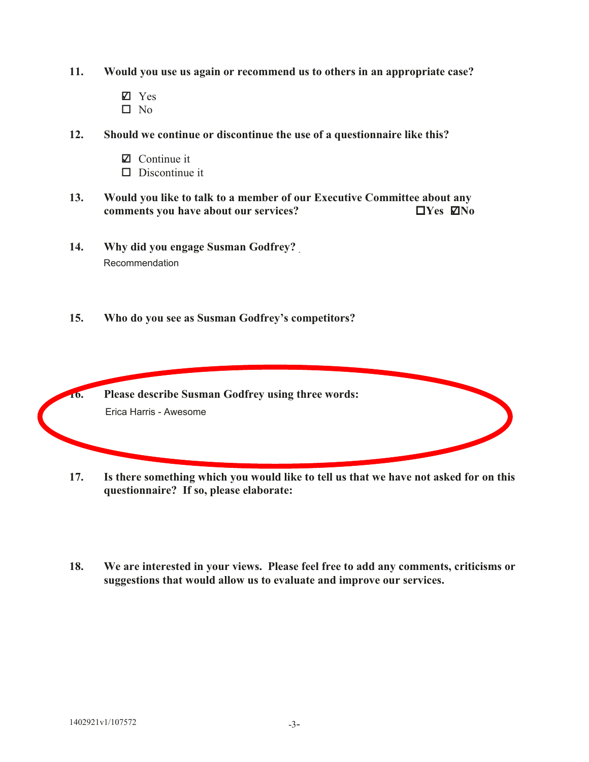11. **Would you use us again or recommend us to others in an appropriate case?**

    ☑ Yes
    ☐ No

12. **Should we continue or discontinue the use of a questionnaire like this?**

    ☑ Continue it
    ☐ Discontinue it

13. **Would you like to talk to a member of our Executive Committee about any comments you have about our services?** ☐**Yes** ☑**No**

14. **Why did you engage Susman Godfrey?**

    Recommendation

15. **Who do you see as Susman Godfrey's competitors?**

16. **Please describe Susman Godfrey using three words:**

    Erica Harris - Awesome

17. **Is there something which you would like to tell us that we have not asked for on this questionnaire? If so, please elaborate:**

18. **We are interested in your views. Please feel free to add any comments, criticisms or suggestions that would allow us to evaluate and improve our services.**

1402921v1/107572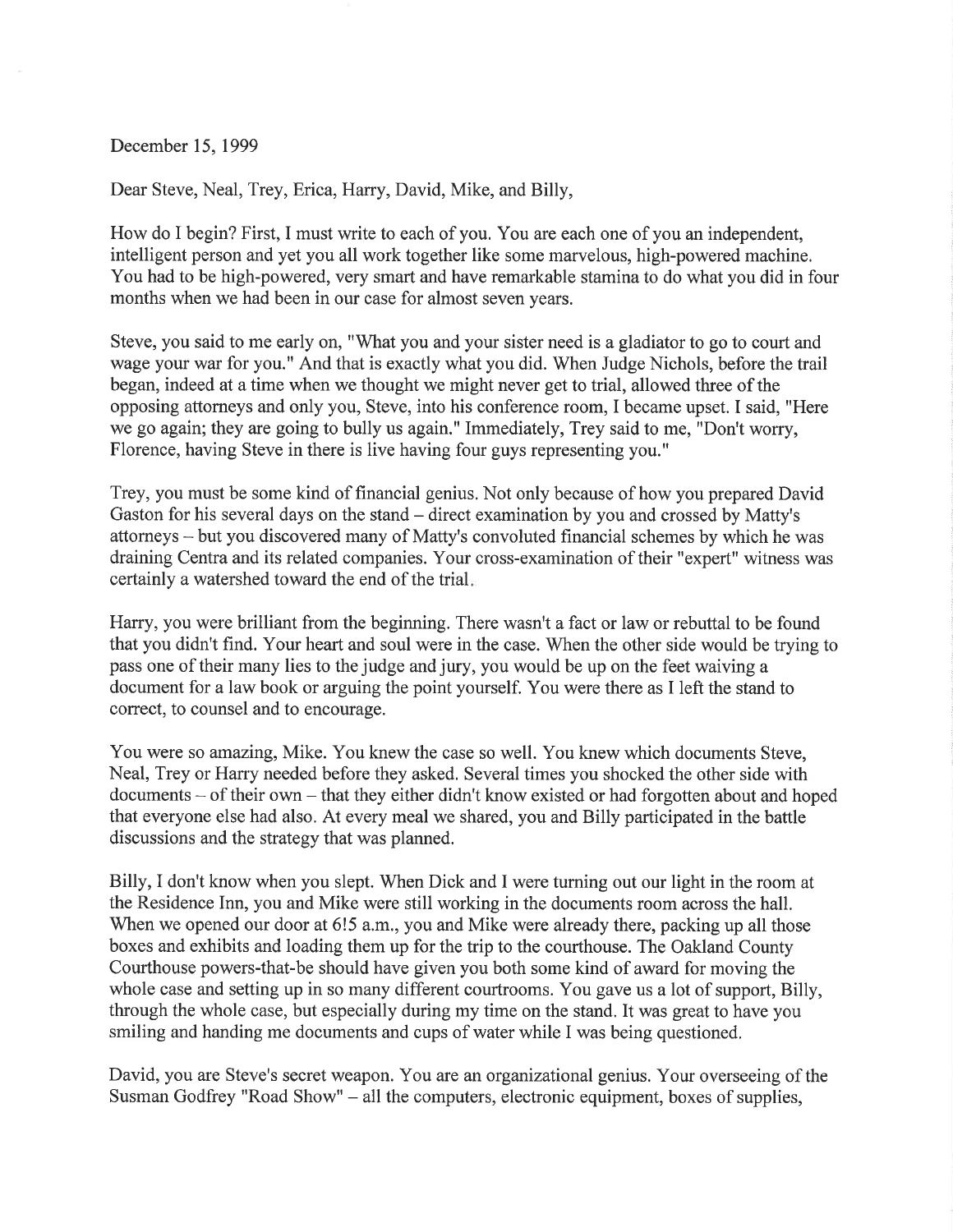December 15, 1999

Dear Steve, Neal, Trey, Erica, Harry, David, Mike, and Billy,

How do I begin? First, I must write to each of you. You are each one of you an independent, intelligent person and yet you all work together like some marvelous, high-powered machine. You had to be high-powered, very smart and have remarkable stamina to do what you did in four months when we had been in our case for almost seven years.

Steve, you said to me early on, "What you and your sister need is a gladiator to go to court and wage your war for you." And that is exactly what you did. When Judge Nichols, before the trail began, indeed at a time when we thought we might never get to trial, allowed three of the opposing attorneys and only you, Steve, into his conference room, I became upset. I said, "Here we go again; they are going to bully us again." Immediately, Trey said to me, "Don't worry, Florence, having Steve in there is live having four guys representing you."

Trey, you must be some kind of financial genius. Not only because of how you prepared David Gaston for his several days on the stand – direct examination by you and crossed by Matty's attorneys – but you discovered many of Matty's convoluted financial schemes by which he was draining Centra and its related companies. Your cross-examination of their "expert" witness was certainly a watershed toward the end of the trial.

Harry, you were brilliant from the beginning. There wasn't a fact or law or rebuttal to be found that you didn't find. Your heart and soul were in the case. When the other side would be trying to pass one of their many lies to the judge and jury, you would be up on the feet waiving a document for a law book or arguing the point yourself. You were there as I left the stand to correct, to counsel and to encourage.

You were so amazing, Mike. You knew the case so well. You knew which documents Steve, Neal, Trey or Harry needed before they asked. Several times you shocked the other side with documents – of their own – that they either didn't know existed or had forgotten about and hoped that everyone else had also. At every meal we shared, you and Billy participated in the battle discussions and the strategy that was planned.

Billy, I don't know when you slept. When Dick and I were turning out our light in the room at the Residence Inn, you and Mike were still working in the documents room across the hall. When we opened our door at 6!5 a.m., you and Mike were already there, packing up all those boxes and exhibits and loading them up for the trip to the courthouse. The Oakland County Courthouse powers-that-be should have given you both some kind of award for moving the whole case and setting up in so many different courtrooms. You gave us a lot of support, Billy, through the whole case, but especially during my time on the stand. It was great to have you smiling and handing me documents and cups of water while I was being questioned.

David, you are Steve's secret weapon. You are an organizational genius. Your overseeing of the Susman Godfrey "Road Show" – all the computers, electronic equipment, boxes of supplies,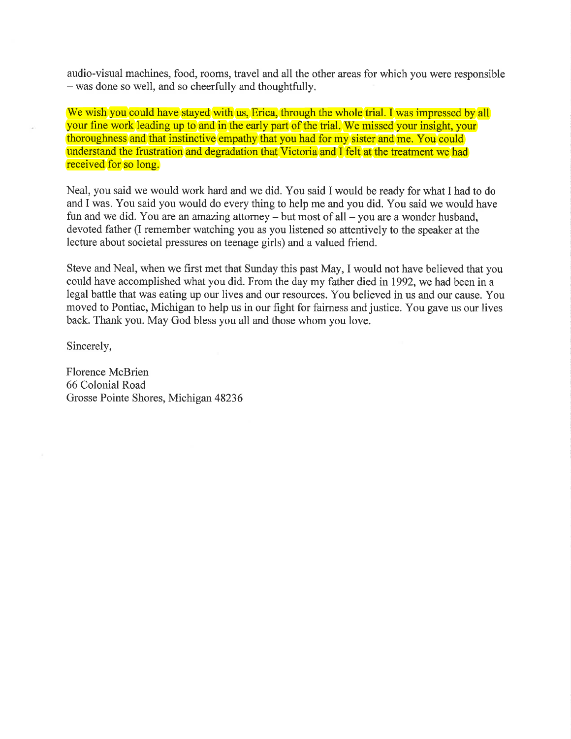audio-visual machines, food, rooms, travel and all the other areas for which you were responsible – was done so well, and so cheerfully and thoughtfully.

We wish you could have stayed with us, Erica, through the whole trial. I was impressed by all your fine work leading up to and in the early part of the trial. We missed your insight, your thoroughness and that instinctive empathy that you had for my sister and me. You could understand the frustration and degradation that Victoria and I felt at the treatment we had received for so long.

Neal, you said we would work hard and we did. You said I would be ready for what I had to do and I was. You said you would do every thing to help me and you did. You said we would have fun and we did. You are an amazing attorney – but most of all – you are a wonder husband, devoted father (I remember watching you as you listened so attentively to the speaker at the lecture about societal pressures on teenage girls) and a valued friend.

Steve and Neal, when we first met that Sunday this past May, I would not have believed that you could have accomplished what you did. From the day my father died in 1992, we had been in a legal battle that was eating up our lives and our resources. You believed in us and our cause. You moved to Pontiac, Michigan to help us in our fight for fairness and justice. You gave us our lives back. Thank you. May God bless you all and those whom you love.

Sincerely,

Florence McBrien
66 Colonial Road
Grosse Pointe Shores, Michigan 48236